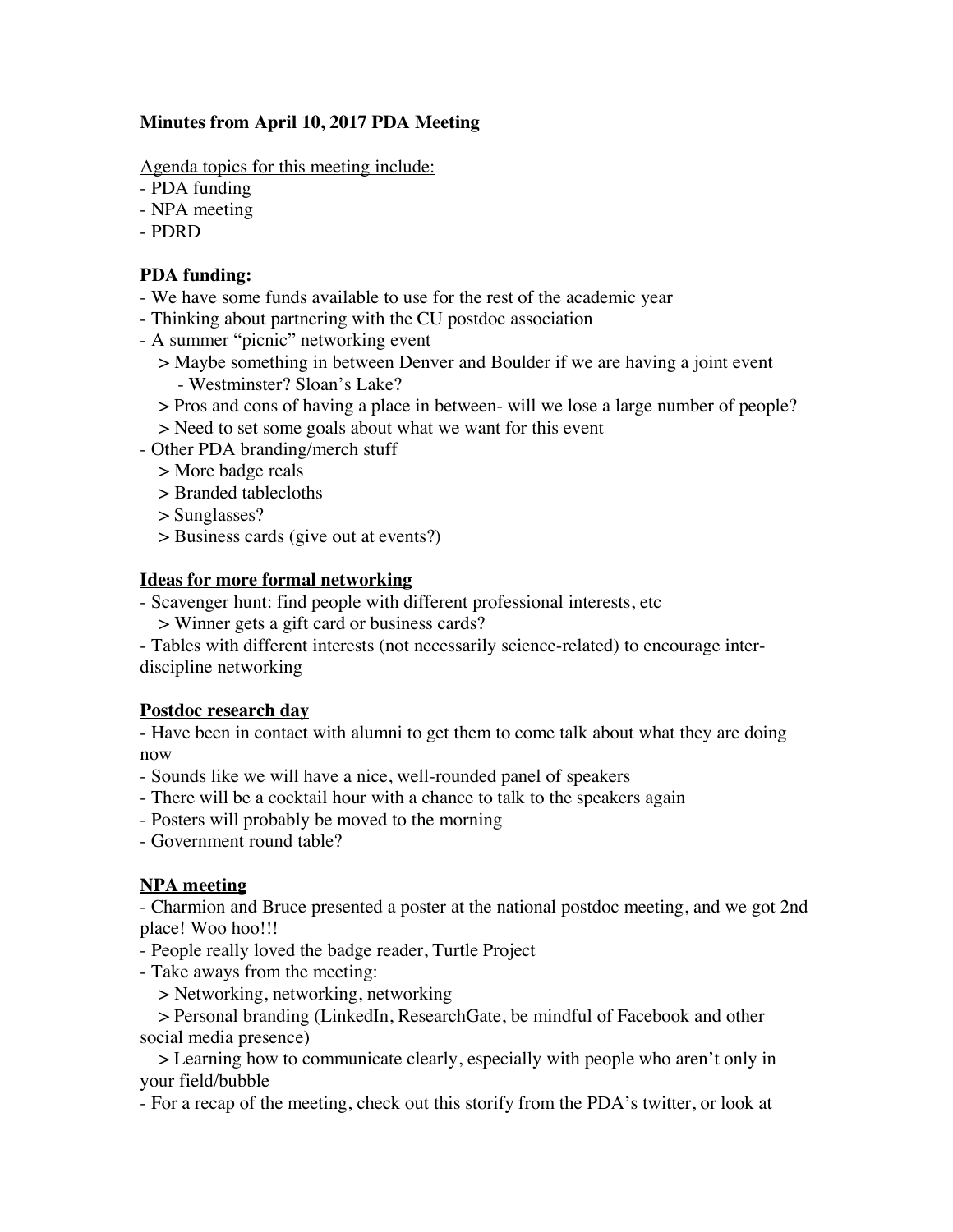**Minutes from April 10, 2017 PDA Meeting**

Agenda topics for this meeting include:
- PDA funding
- NPA meeting
- PDRD

**PDA funding:**

- We have some funds available to use for the rest of the academic year
- Thinking about partnering with the CU postdoc association
- A summer "picnic" networking event
  - > Maybe something in between Denver and Boulder if we are having a joint event
    - Westminster? Sloan's Lake?
  - > Pros and cons of having a place in between- will we lose a large number of people?
  - > Need to set some goals about what we want for this event
- Other PDA branding/merch stuff
  - > More badge reals
  - > Branded tablecloths
  - > Sunglasses?
  - > Business cards (give out at events?)

**Ideas for more formal networking**

- Scavenger hunt: find people with different professional interests, etc
  - > Winner gets a gift card or business cards?
- Tables with different interests (not necessarily science-related) to encourage inter-discipline networking

**Postdoc research day**

- Have been in contact with alumni to get them to come talk about what they are doing now
- Sounds like we will have a nice, well-rounded panel of speakers
- There will be a cocktail hour with a chance to talk to the speakers again
- Posters will probably be moved to the morning
- Government round table?

**NPA meeting**

- Charmion and Bruce presented a poster at the national postdoc meeting, and we got 2nd place! Woo hoo!!!
- People really loved the badge reader, Turtle Project
- Take aways from the meeting:
  - > Networking, networking, networking
  - > Personal branding (LinkedIn, ResearchGate, be mindful of Facebook and other social media presence)
  - > Learning how to communicate clearly, especially with people who aren't only in your field/bubble
- For a recap of the meeting, check out this storify from the PDA's twitter, or look at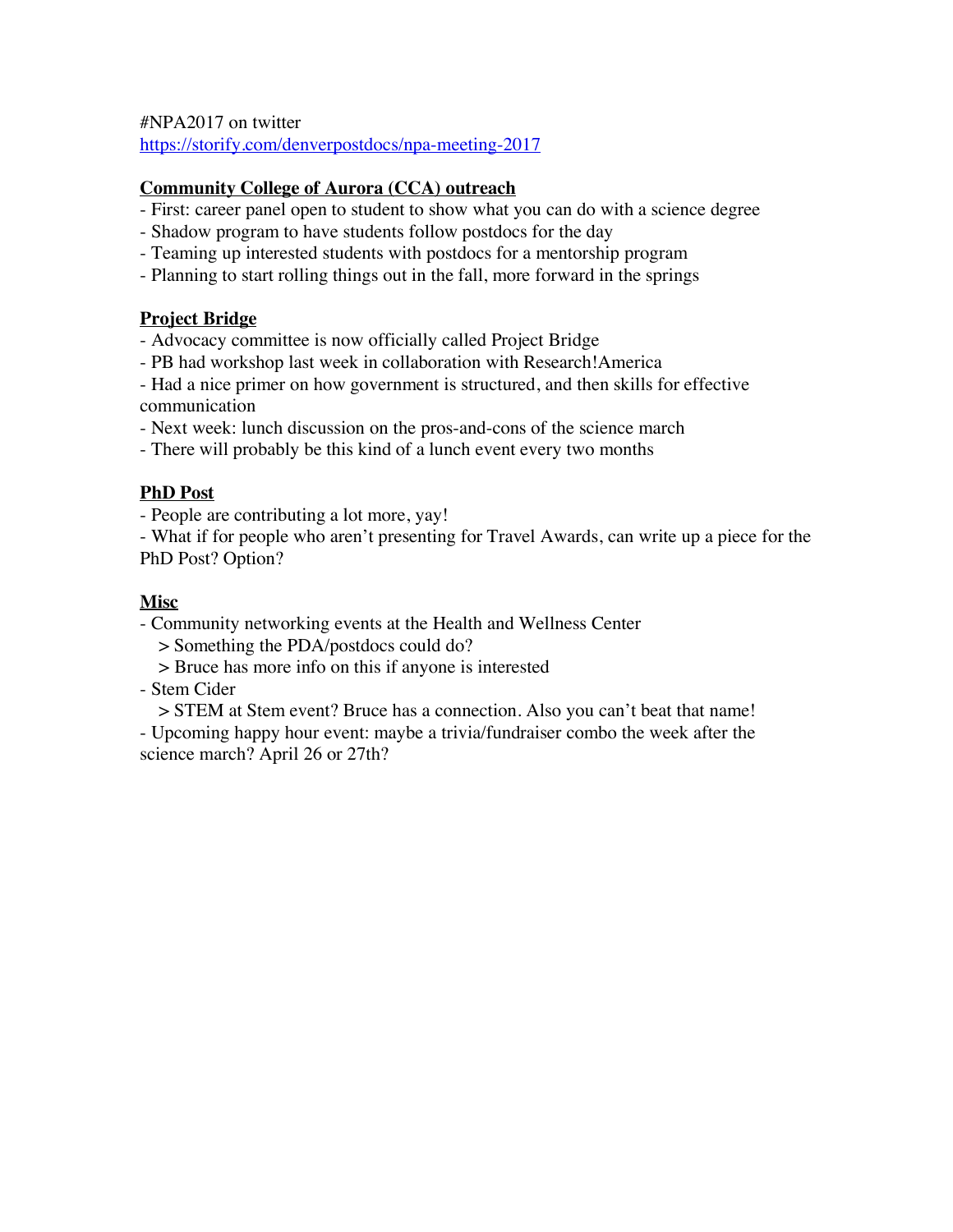#NPA2017 on twitter
https://storify.com/denverpostdocs/npa-meeting-2017

**Community College of Aurora (CCA) outreach**

- First: career panel open to student to show what you can do with a science degree
- Shadow program to have students follow postdocs for the day
- Teaming up interested students with postdocs for a mentorship program
- Planning to start rolling things out in the fall, more forward in the springs

**Project Bridge**

- Advocacy committee is now officially called Project Bridge
- PB had workshop last week in collaboration with Research!America
- Had a nice primer on how government is structured, and then skills for effective communication
- Next week: lunch discussion on the pros-and-cons of the science march
- There will probably be this kind of a lunch event every two months

**PhD Post**

- People are contributing a lot more, yay!
- What if for people who aren't presenting for Travel Awards, can write up a piece for the PhD Post? Option?

**Misc**

- Community networking events at the Health and Wellness Center
  > Something the PDA/postdocs could do?
  > Bruce has more info on this if anyone is interested
- Stem Cider
  > STEM at Stem event? Bruce has a connection. Also you can't beat that name!
- Upcoming happy hour event: maybe a trivia/fundraiser combo the week after the science march? April 26 or 27th?